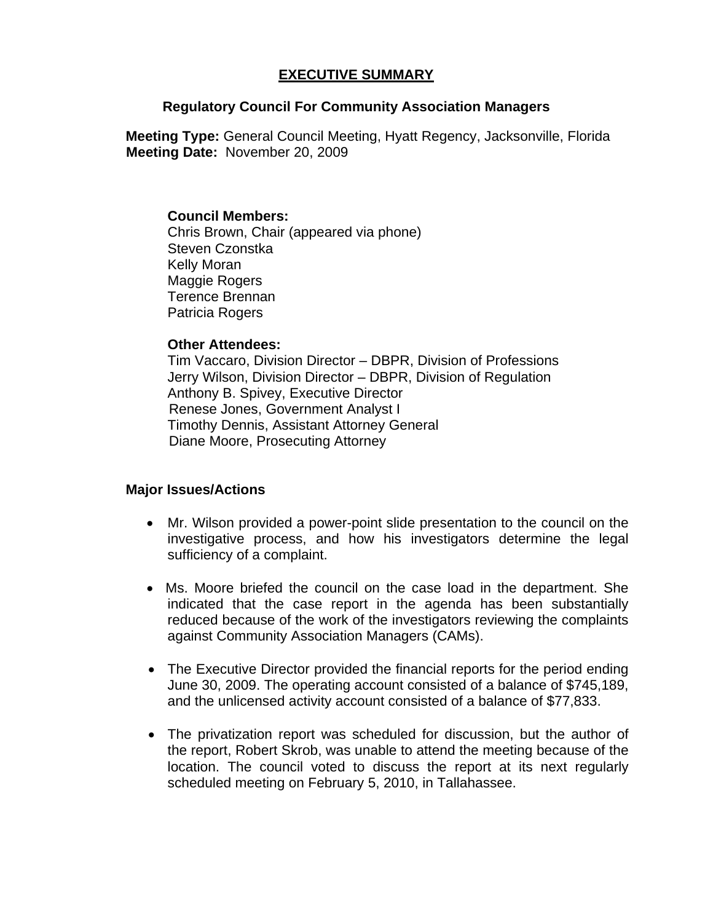# EXECUTIVE SUMMARY

## Regulatory Council For Community Association Managers

**Meeting Type:** General Council Meeting, Hyatt Regency, Jacksonville, Florida
**Meeting Date:** November 20, 2009

**Council Members:**
Chris Brown, Chair (appeared via phone)
Steven Czonstka
Kelly Moran
Maggie Rogers
Terence Brennan
Patricia Rogers

**Other Attendees:**
Tim Vaccaro, Division Director – DBPR, Division of Professions
Jerry Wilson, Division Director – DBPR, Division of Regulation
Anthony B. Spivey, Executive Director
Renese Jones, Government Analyst I
Timothy Dennis, Assistant Attorney General
Diane Moore, Prosecuting Attorney

**Major Issues/Actions**

- Mr. Wilson provided a power-point slide presentation to the council on the investigative process, and how his investigators determine the legal sufficiency of a complaint.
- Ms. Moore briefed the council on the case load in the department. She indicated that the case report in the agenda has been substantially reduced because of the work of the investigators reviewing the complaints against Community Association Managers (CAMs).
- The Executive Director provided the financial reports for the period ending June 30, 2009. The operating account consisted of a balance of $745,189, and the unlicensed activity account consisted of a balance of $77,833.
- The privatization report was scheduled for discussion, but the author of the report, Robert Skrob, was unable to attend the meeting because of the location. The council voted to discuss the report at its next regularly scheduled meeting on February 5, 2010, in Tallahassee.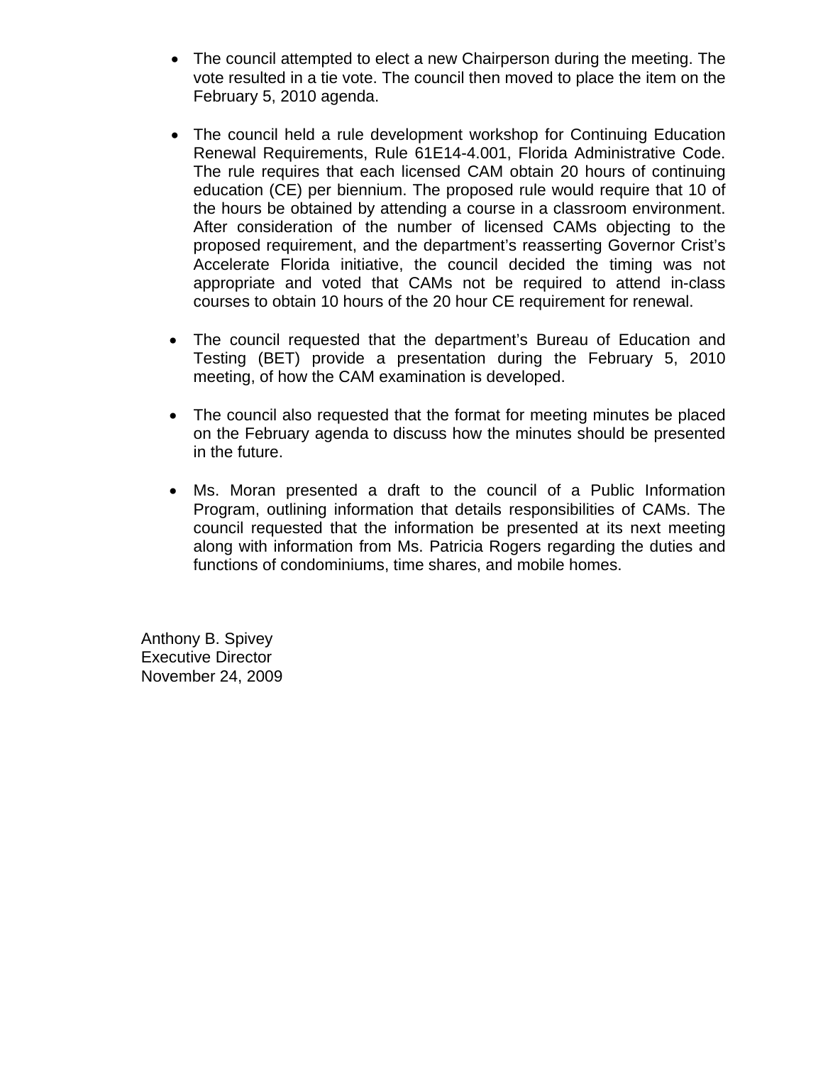- The council attempted to elect a new Chairperson during the meeting. The vote resulted in a tie vote. The council then moved to place the item on the February 5, 2010 agenda.

- The council held a rule development workshop for Continuing Education Renewal Requirements, Rule 61E14-4.001, Florida Administrative Code. The rule requires that each licensed CAM obtain 20 hours of continuing education (CE) per biennium. The proposed rule would require that 10 of the hours be obtained by attending a course in a classroom environment. After consideration of the number of licensed CAMs objecting to the proposed requirement, and the department's reasserting Governor Crist's Accelerate Florida initiative, the council decided the timing was not appropriate and voted that CAMs not be required to attend in-class courses to obtain 10 hours of the 20 hour CE requirement for renewal.

- The council requested that the department's Bureau of Education and Testing (BET) provide a presentation during the February 5, 2010 meeting, of how the CAM examination is developed.

- The council also requested that the format for meeting minutes be placed on the February agenda to discuss how the minutes should be presented in the future.

- Ms. Moran presented a draft to the council of a Public Information Program, outlining information that details responsibilities of CAMs. The council requested that the information be presented at its next meeting along with information from Ms. Patricia Rogers regarding the duties and functions of condominiums, time shares, and mobile homes.

Anthony B. Spivey
Executive Director
November 24, 2009